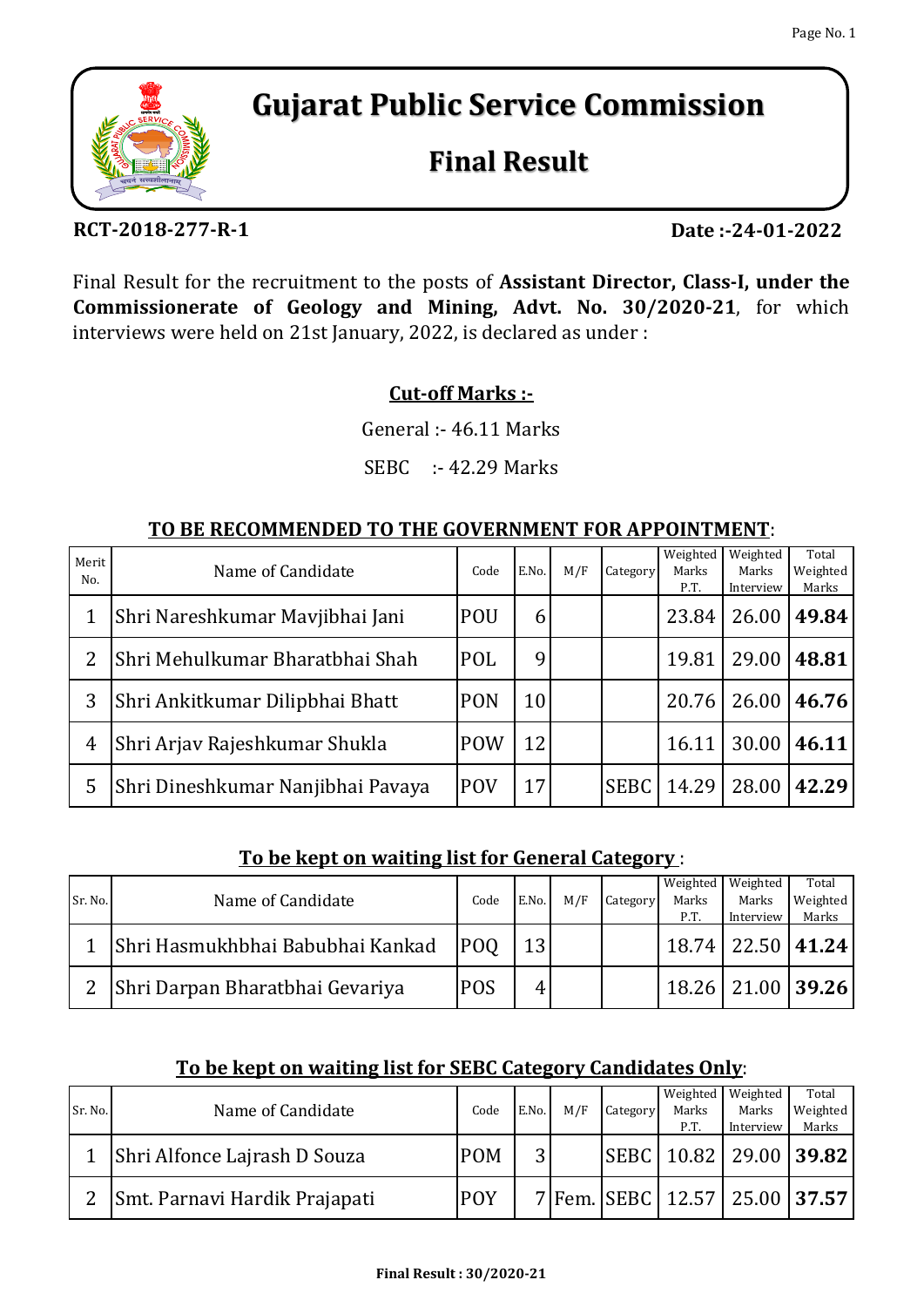# Gujarat Public Service Commission

## Final Result

**RCT-2018-277-R-1** **Date :-24-01-2022**

Final Result for the recruitment to the posts of **Assistant Director, Class-I, under the Commissionerate of Geology and Mining, Advt. No. 30/2020-21**, for which interviews were held on 21st January, 2022, is declared as under :

**Cut-off Marks :-**

General :- 46.11 Marks

SEBC :- 42.29 Marks

**TO BE RECOMMENDED TO THE GOVERNMENT FOR APPOINTMENT**:

| Merit No. | Name of Candidate | Code | E.No. | M/F | Category | Weighted Marks P.T. | Weighted Marks Interview | Total Weighted Marks |
|---|---|---|---|---|---|---|---|---|
| 1 | Shri Nareshkumar Mavjibhai Jani | POU | 6 | | | 23.84 | 26.00 | **49.84** |
| 2 | Shri Mehulkumar Bharatbhai Shah | POL | 9 | | | 19.81 | 29.00 | **48.81** |
| 3 | Shri Ankitkumar Dilipbhai Bhatt | PON | 10 | | | 20.76 | 26.00 | **46.76** |
| 4 | Shri Arjav Rajeshkumar Shukla | POW | 12 | | | 16.11 | 30.00 | **46.11** |
| 5 | Shri Dineshkumar Nanjibhai Pavaya | POV | 17 | | SEBC | 14.29 | 28.00 | **42.29** |

**To be kept on waiting list for General Category** :

| Sr. No. | Name of Candidate | Code | E.No. | M/F | Category | Weighted Marks P.T. | Weighted Marks Interview | Total Weighted Marks |
|---|---|---|---|---|---|---|---|---|
| 1 | Shri Hasmukhbhai Babubhai Kankad | POQ | 13 | | | 18.74 | 22.50 | **41.24** |
| 2 | Shri Darpan Bharatbhai Gevariya | POS | 4 | | | 18.26 | 21.00 | **39.26** |

**To be kept on waiting list for SEBC Category Candidates Only**:

| Sr. No. | Name of Candidate | Code | E.No. | M/F | Category | Weighted Marks P.T. | Weighted Marks Interview | Total Weighted Marks |
|---|---|---|---|---|---|---|---|---|
| 1 | Shri Alfonce Lajrash D Souza | POM | 3 | | SEBC | 10.82 | 29.00 | **39.82** |
| 2 | Smt. Parnavi Hardik Prajapati | POY | 7 | Fem. | SEBC | 12.57 | 25.00 | **37.57** |

**Final Result : 30/2020-21**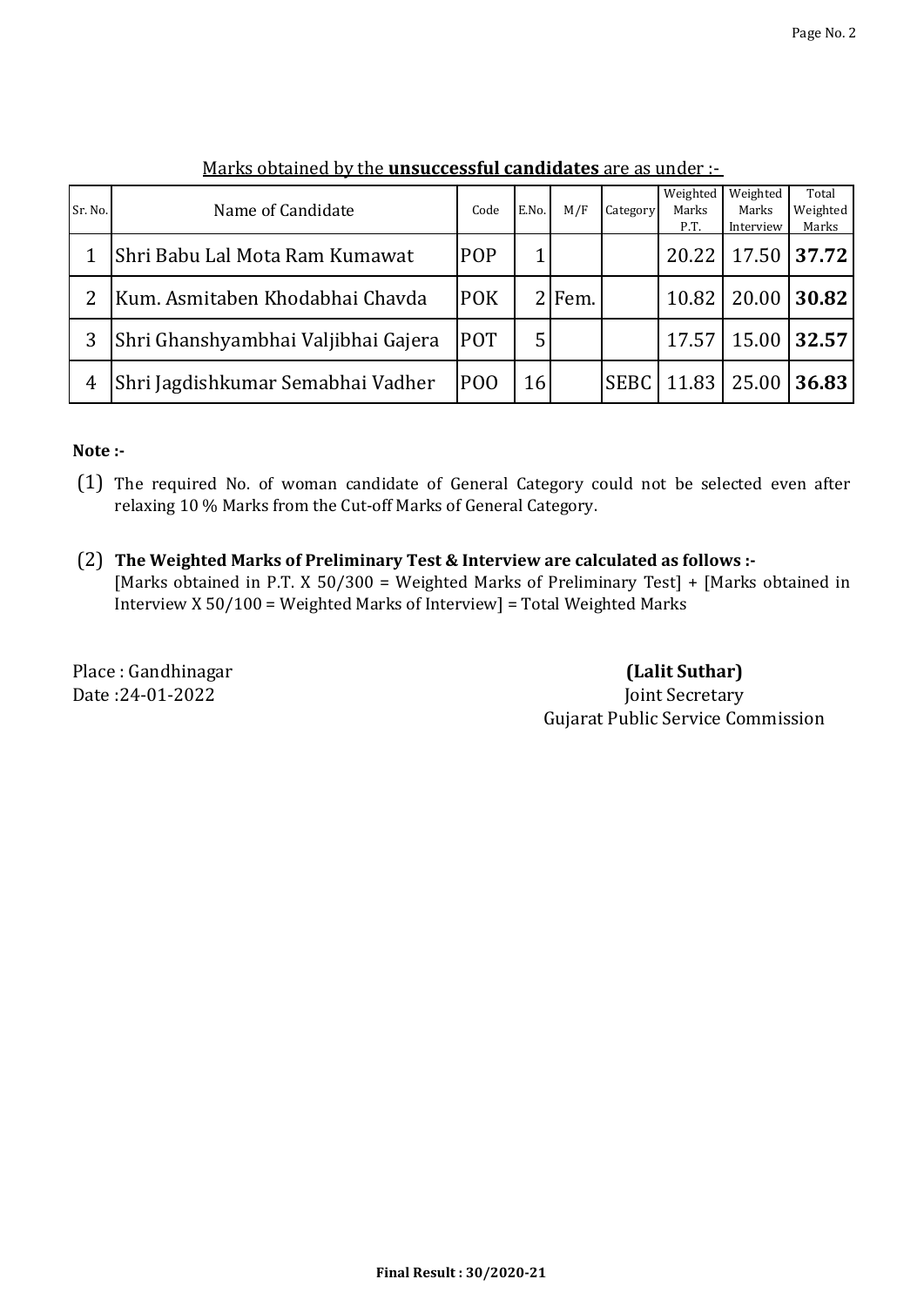Marks obtained by the **unsuccessful candidates** are as under :-

| Sr. No. | Name of Candidate | Code | E.No. | M/F | Category | Weighted Marks P.T. | Weighted Marks Interview | Total Weighted Marks |
|---|---|---|---|---|---|---|---|---|
| 1 | Shri Babu Lal Mota Ram Kumawat | POP | 1 | | | 20.22 | 17.50 | **37.72** |
| 2 | Kum. Asmitaben Khodabhai Chavda | POK | 2 | Fem. | | 10.82 | 20.00 | **30.82** |
| 3 | Shri Ghanshyambhai Valjibhai Gajera | POT | 5 | | | 17.57 | 15.00 | **32.57** |
| 4 | Shri Jagdishkumar Semabhai Vadher | POO | 16 | | SEBC | 11.83 | 25.00 | **36.83** |

**Note :-**

(1) The required No. of woman candidate of General Category could not be selected even after relaxing 10 % Marks from the Cut-off Marks of General Category.

(2) **The Weighted Marks of Preliminary Test & Interview are calculated as follows :-**
[Marks obtained in P.T. X 50/300 = Weighted Marks of Preliminary Test] + [Marks obtained in Interview X 50/100 = Weighted Marks of Interview] = Total Weighted Marks

Place : Gandhinagar
Date :24-01-2022

**(Lalit Suthar)**
Joint Secretary
Gujarat Public Service Commission

**Final Result : 30/2020-21**